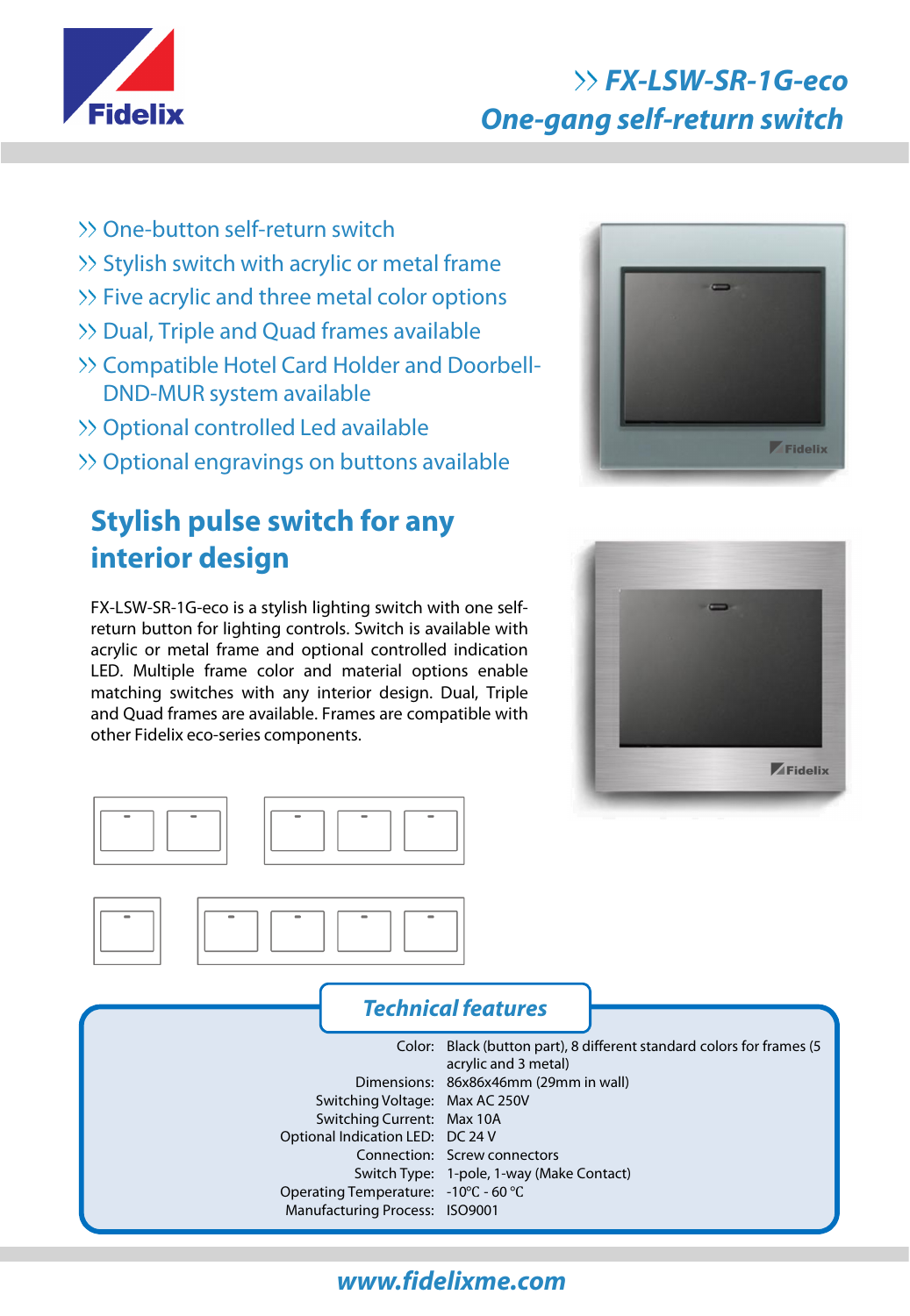# FX-LSW-SR-1G-eco
## One-gang self-return switch

- One-button self-return switch
- Stylish switch with acrylic or metal frame
- Five acrylic and three metal color options
- Dual, Triple and Quad frames available
- Compatible Hotel Card Holder and Doorbell-DND-MUR system available
- Optional controlled Led available
- Optional engravings on buttons available

## Stylish pulse switch for any interior design

FX-LSW-SR-1G-eco is a stylish lighting switch with one self-return button for lighting controls. Switch is available with acrylic or metal frame and optional controlled indication LED. Multiple frame color and material options enable matching switches with any interior design. Dual, Triple and Quad frames are available. Frames are compatible with other Fidelix eco-series components.

## Technical features

| | |
|---|---|
| Color: | Black (button part), 8 different standard colors for frames (5 acrylic and 3 metal) |
| Dimensions: | 86x86x46mm (29mm in wall) |
| Switching Voltage: | Max AC 250V |
| Switching Current: | Max 10A |
| Optional Indication LED: | DC 24 V |
| Connection: | Screw connectors |
| Switch Type: | 1-pole, 1-way (Make Contact) |
| Operating Temperature: | -10°C - 60 °C |
| Manufacturing Process: | ISO9001 |

www.fidelixme.com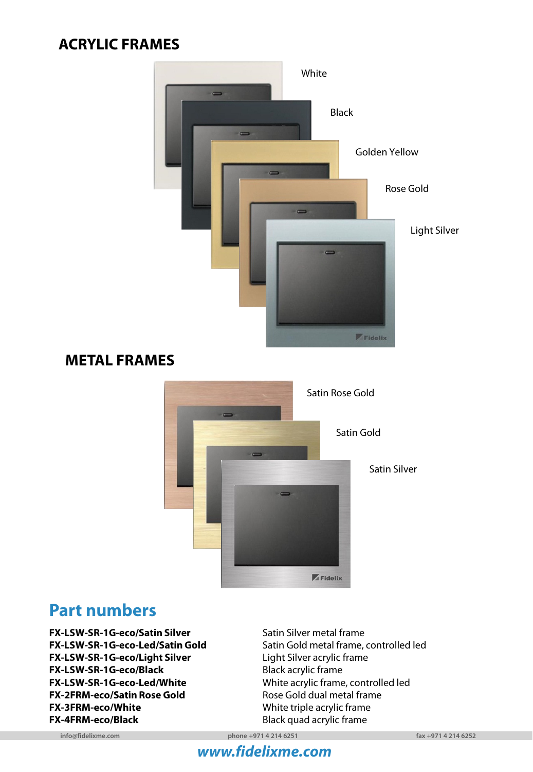## ACRYLIC FRAMES

White

Black

Golden Yellow

Rose Gold

Light Silver

## METAL FRAMES

Satin Rose Gold

Satin Gold

Satin Silver

## Part numbers

| | |
|---|---|
| **FX-LSW-SR-1G-eco/Satin Silver** | Satin Silver metal frame |
| **FX-LSW-SR-1G-eco-Led/Satin Gold** | Satin Gold metal frame, controlled led |
| **FX-LSW-SR-1G-eco/Light Silver** | Light Silver acrylic frame |
| **FX-LSW-SR-1G-eco/Black** | Black acrylic frame |
| **FX-LSW-SR-1G-eco-Led/White** | White acrylic frame, controlled led |
| **FX-2FRM-eco/Satin Rose Gold** | Rose Gold dual metal frame |
| **FX-3FRM-eco/White** | White triple acrylic frame |
| **FX-4FRM-eco/Black** | Black quad acrylic frame |

info@fidelixme.com phone +971 4 214 6251 fax +971 4 214 6252

***www.fidelixme.com***